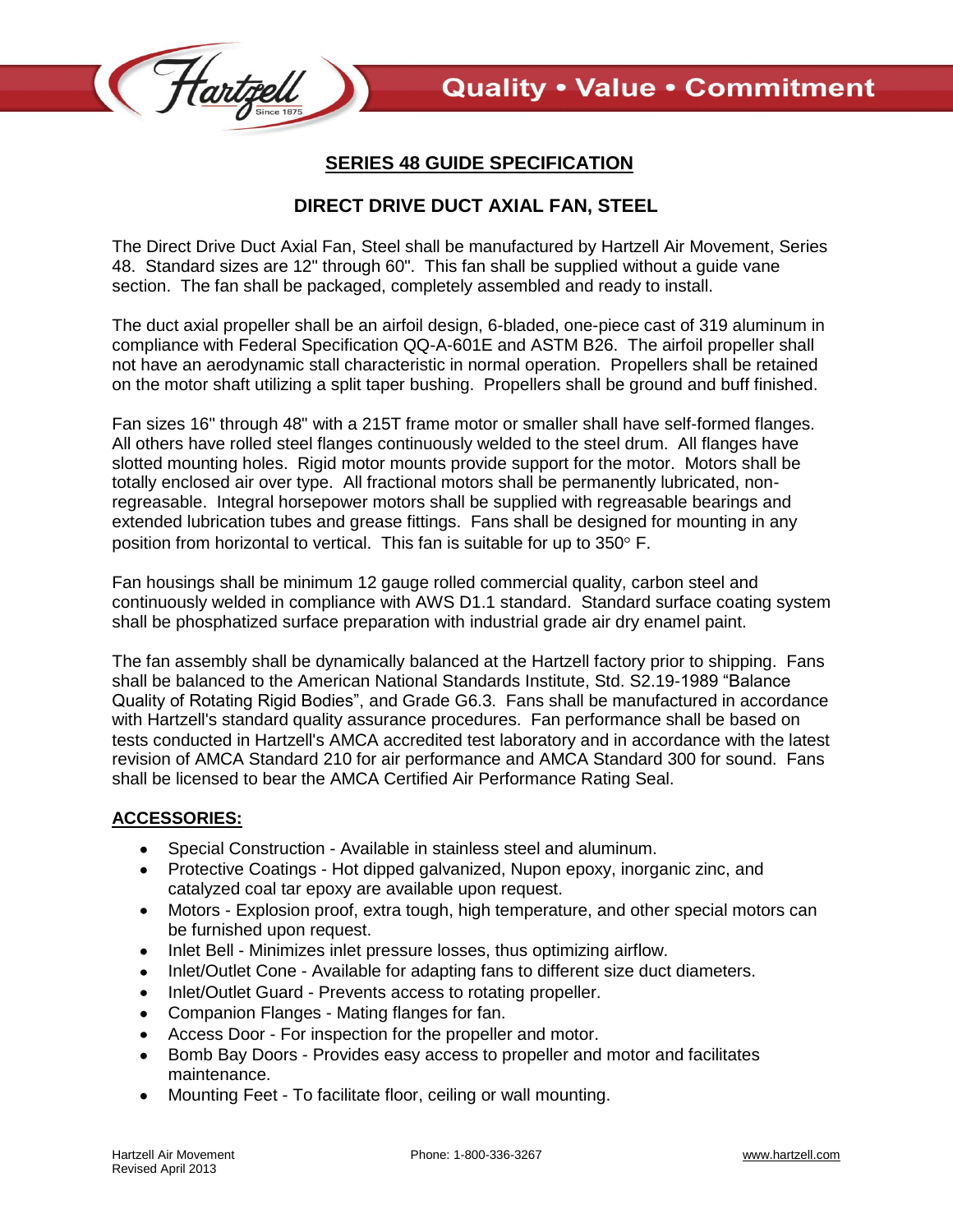# SERIES 48 GUIDE SPECIFICATION

## DIRECT DRIVE DUCT AXIAL FAN, STEEL

The Direct Drive Duct Axial Fan, Steel shall be manufactured by Hartzell Air Movement, Series 48. Standard sizes are 12" through 60". This fan shall be supplied without a guide vane section. The fan shall be packaged, completely assembled and ready to install.

The duct axial propeller shall be an airfoil design, 6-bladed, one-piece cast of 319 aluminum in compliance with Federal Specification QQ-A-601E and ASTM B26. The airfoil propeller shall not have an aerodynamic stall characteristic in normal operation. Propellers shall be retained on the motor shaft utilizing a split taper bushing. Propellers shall be ground and buff finished.

Fan sizes 16" through 48" with a 215T frame motor or smaller shall have self-formed flanges. All others have rolled steel flanges continuously welded to the steel drum. All flanges have slotted mounting holes. Rigid motor mounts provide support for the motor. Motors shall be totally enclosed air over type. All fractional motors shall be permanently lubricated, non-regreasable. Integral horsepower motors shall be supplied with regreasable bearings and extended lubrication tubes and grease fittings. Fans shall be designed for mounting in any position from horizontal to vertical. This fan is suitable for up to 350° F.

Fan housings shall be minimum 12 gauge rolled commercial quality, carbon steel and continuously welded in compliance with AWS D1.1 standard. Standard surface coating system shall be phosphatized surface preparation with industrial grade air dry enamel paint.

The fan assembly shall be dynamically balanced at the Hartzell factory prior to shipping. Fans shall be balanced to the American National Standards Institute, Std. S2.19-1989 "Balance Quality of Rotating Rigid Bodies", and Grade G6.3. Fans shall be manufactured in accordance with Hartzell's standard quality assurance procedures. Fan performance shall be based on tests conducted in Hartzell's AMCA accredited test laboratory and in accordance with the latest revision of AMCA Standard 210 for air performance and AMCA Standard 300 for sound. Fans shall be licensed to bear the AMCA Certified Air Performance Rating Seal.

## ACCESSORIES:

- Special Construction - Available in stainless steel and aluminum.
- Protective Coatings - Hot dipped galvanized, Nupon epoxy, inorganic zinc, and catalyzed coal tar epoxy are available upon request.
- Motors - Explosion proof, extra tough, high temperature, and other special motors can be furnished upon request.
- Inlet Bell - Minimizes inlet pressure losses, thus optimizing airflow.
- Inlet/Outlet Cone - Available for adapting fans to different size duct diameters.
- Inlet/Outlet Guard - Prevents access to rotating propeller.
- Companion Flanges - Mating flanges for fan.
- Access Door - For inspection for the propeller and motor.
- Bomb Bay Doors - Provides easy access to propeller and motor and facilitates maintenance.
- Mounting Feet - To facilitate floor, ceiling or wall mounting.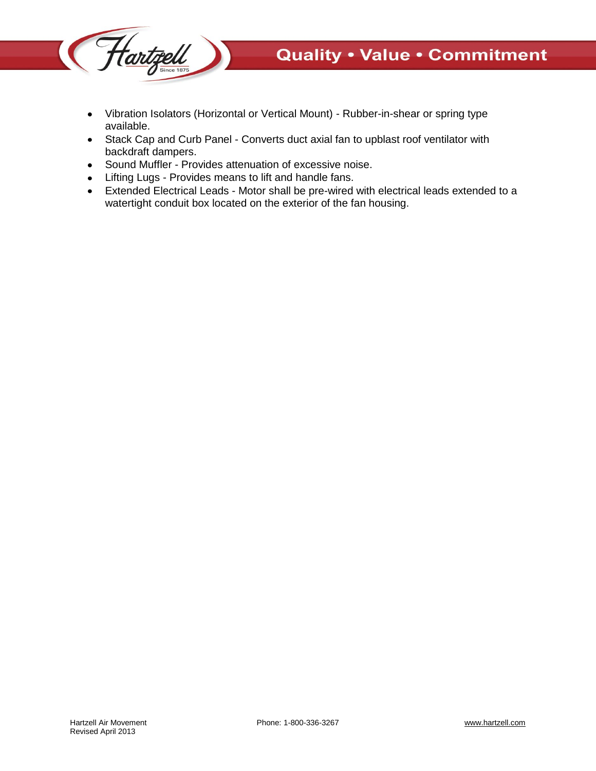- Vibration Isolators (Horizontal or Vertical Mount) - Rubber-in-shear or spring type available.
- Stack Cap and Curb Panel - Converts duct axial fan to upblast roof ventilator with backdraft dampers.
- Sound Muffler - Provides attenuation of excessive noise.
- Lifting Lugs - Provides means to lift and handle fans.
- Extended Electrical Leads - Motor shall be pre-wired with electrical leads extended to a watertight conduit box located on the exterior of the fan housing.